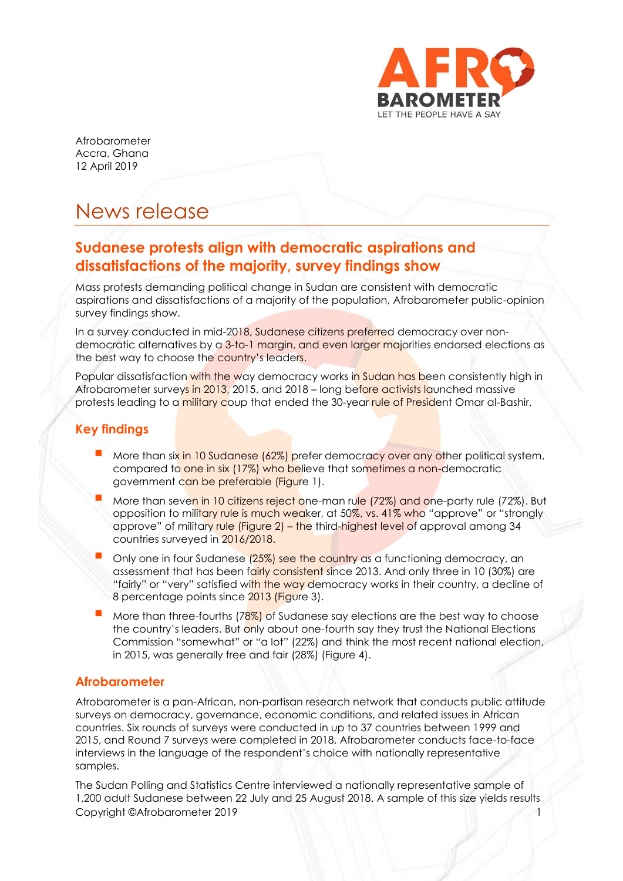Afrobarometer
Accra, Ghana
12 April 2019

# News release

## Sudanese protests align with democratic aspirations and dissatisfactions of the majority, survey findings show

Mass protests demanding political change in Sudan are consistent with democratic aspirations and dissatisfactions of a majority of the population, Afrobarometer public-opinion survey findings show.

In a survey conducted in mid-2018, Sudanese citizens preferred democracy over non-democratic alternatives by a 3-to-1 margin, and even larger majorities endorsed elections as the best way to choose the country's leaders.

Popular dissatisfaction with the way democracy works in Sudan has been consistently high in Afrobarometer surveys in 2013, 2015, and 2018 – long before activists launched massive protests leading to a military coup that ended the 30-year rule of President Omar al-Bashir.

### Key findings

- More than six in 10 Sudanese (62%) prefer democracy over any other political system, compared to one in six (17%) who believe that sometimes a non-democratic government can be preferable (Figure 1).
- More than seven in 10 citizens reject one-man rule (72%) and one-party rule (72%). But opposition to military rule is much weaker, at 50%, vs. 41% who "approve" or "strongly approve" of military rule (Figure 2) – the third-highest level of approval among 34 countries surveyed in 2016/2018.
- Only one in four Sudanese (25%) see the country as a functioning democracy, an assessment that has been fairly consistent since 2013. And only three in 10 (30%) are "fairly" or "very" satisfied with the way democracy works in their country, a decline of 8 percentage points since 2013 (Figure 3).
- More than three-fourths (78%) of Sudanese say elections are the best way to choose the country's leaders. But only about one-fourth say they trust the National Elections Commission "somewhat" or "a lot" (22%) and think the most recent national election, in 2015, was generally free and fair (28%) (Figure 4).

### Afrobarometer

Afrobarometer is a pan-African, non-partisan research network that conducts public attitude surveys on democracy, governance, economic conditions, and related issues in African countries. Six rounds of surveys were conducted in up to 37 countries between 1999 and 2015, and Round 7 surveys were completed in 2018. Afrobarometer conducts face-to-face interviews in the language of the respondent's choice with nationally representative samples.

The Sudan Polling and Statistics Centre interviewed a nationally representative sample of 1,200 adult Sudanese between 22 July and 25 August 2018. A sample of this size yields results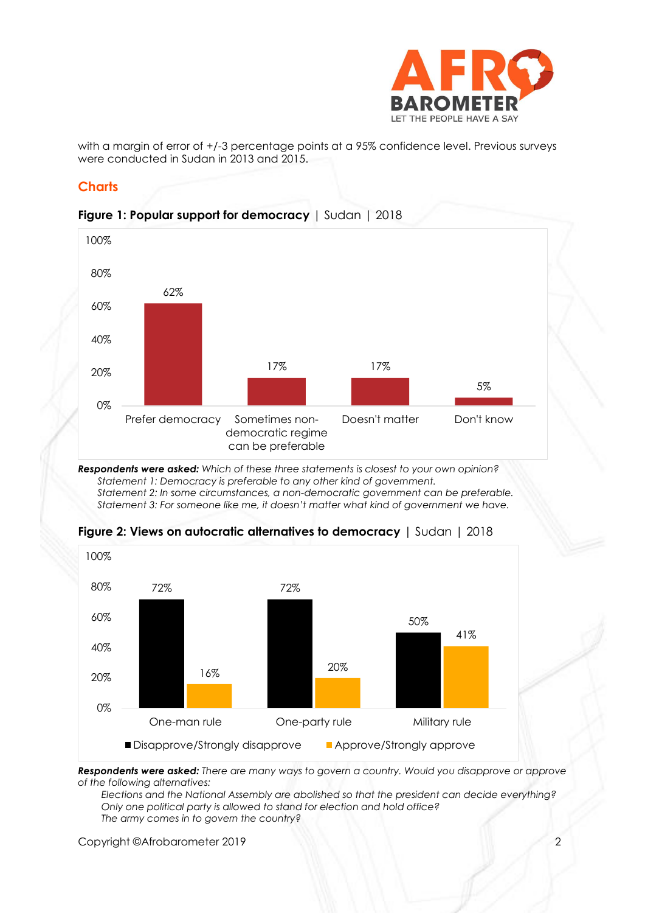with a margin of error of +/-3 percentage points at a 95% confidence level. Previous surveys were conducted in Sudan in 2013 and 2015.

## Charts

**Figure 1: Popular support for democracy** | Sudan | 2018

| Response | % |
|---|---|
| Prefer democracy | 62% |
| Sometimes non-democratic regime can be preferable | 17% |
| Doesn't matter | 17% |
| Don't know | 5% |

***Respondents were asked:*** *Which of these three statements is closest to your own opinion?*
*Statement 1: Democracy is preferable to any other kind of government.*
*Statement 2: In some circumstances, a non-democratic government can be preferable.*
*Statement 3: For someone like me, it doesn't matter what kind of government we have.*

**Figure 2: Views on autocratic alternatives to democracy** | Sudan | 2018

| | Disapprove/Strongly disapprove | Approve/Strongly approve |
|---|---|---|
| One-man rule | 72% | 16% |
| One-party rule | 72% | 20% |
| Military rule | 50% | 41% |

***Respondents were asked:*** *There are many ways to govern a country. Would you disapprove or approve of the following alternatives:*
*Elections and the National Assembly are abolished so that the president can decide everything?*
*Only one political party is allowed to stand for election and hold office?*
*The army comes in to govern the country?*

Copyright ©Afrobarometer 2019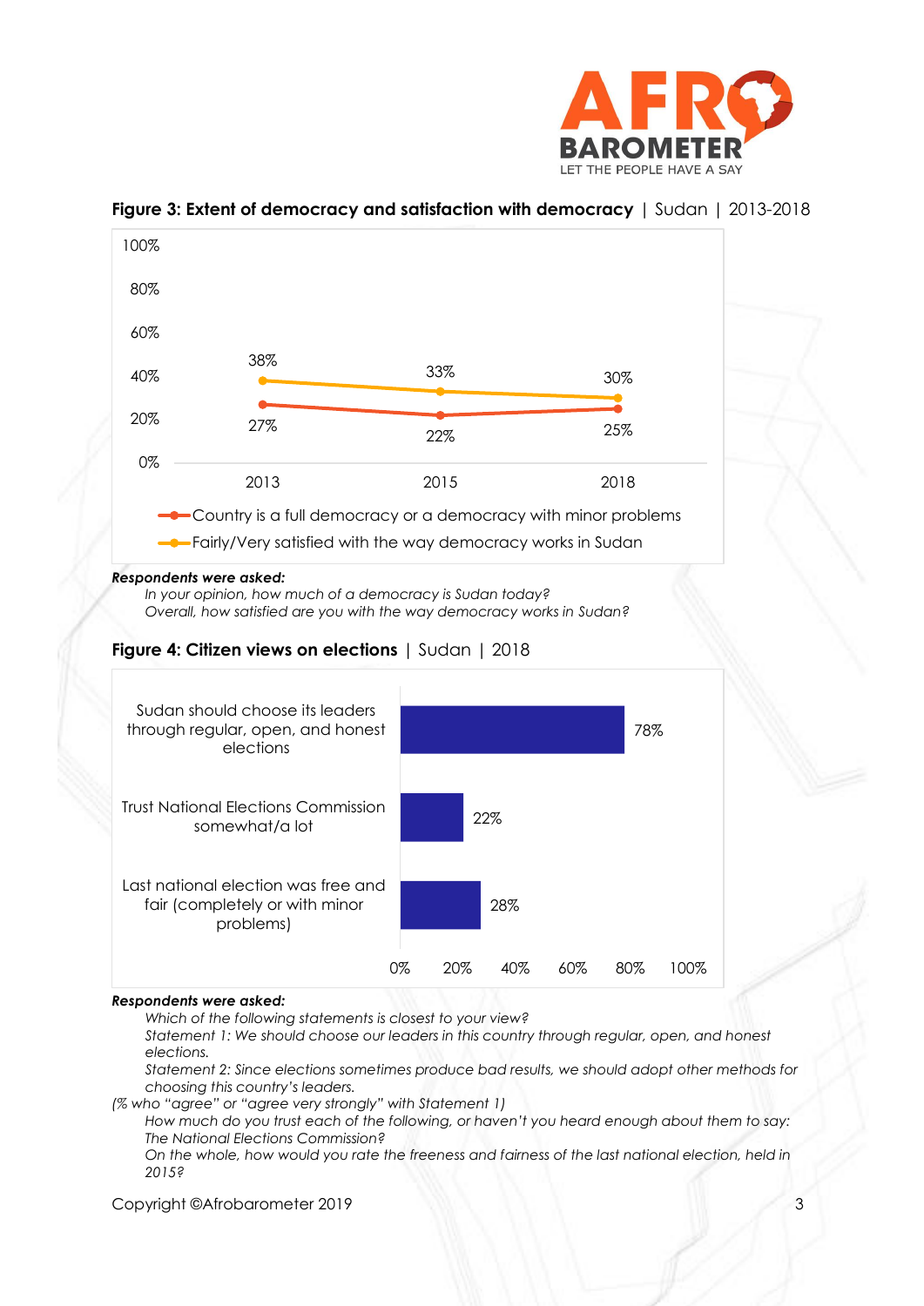**Figure 3: Extent of democracy and satisfaction with democracy** | Sudan | 2013-2018

| | 2013 | 2015 | 2018 |
|---|---|---|---|
| Country is a full democracy or a democracy with minor problems | 27% | 22% | 25% |
| Fairly/Very satisfied with the way democracy works in Sudan | 38% | 33% | 30% |

***Respondents were asked:***

*In your opinion, how much of a democracy is Sudan today?*

*Overall, how satisfied are you with the way democracy works in Sudan?*

**Figure 4: Citizen views on elections** | Sudan | 2018

| | % |
|---|---|
| Sudan should choose its leaders through regular, open, and honest elections | 78% |
| Trust National Elections Commission somewhat/a lot | 22% |
| Last national election was free and fair (completely or with minor problems) | 28% |

***Respondents were asked:***

*Which of the following statements is closest to your view?*

*Statement 1: We should choose our leaders in this country through regular, open, and honest elections.*

*Statement 2: Since elections sometimes produce bad results, we should adopt other methods for choosing this country's leaders.*

*(% who "agree" or "agree very strongly" with Statement 1)*

*How much do you trust each of the following, or haven't you heard enough about them to say: The National Elections Commission?*

*On the whole, how would you rate the freeness and fairness of the last national election, held in 2015?*

Copyright ©Afrobarometer 2019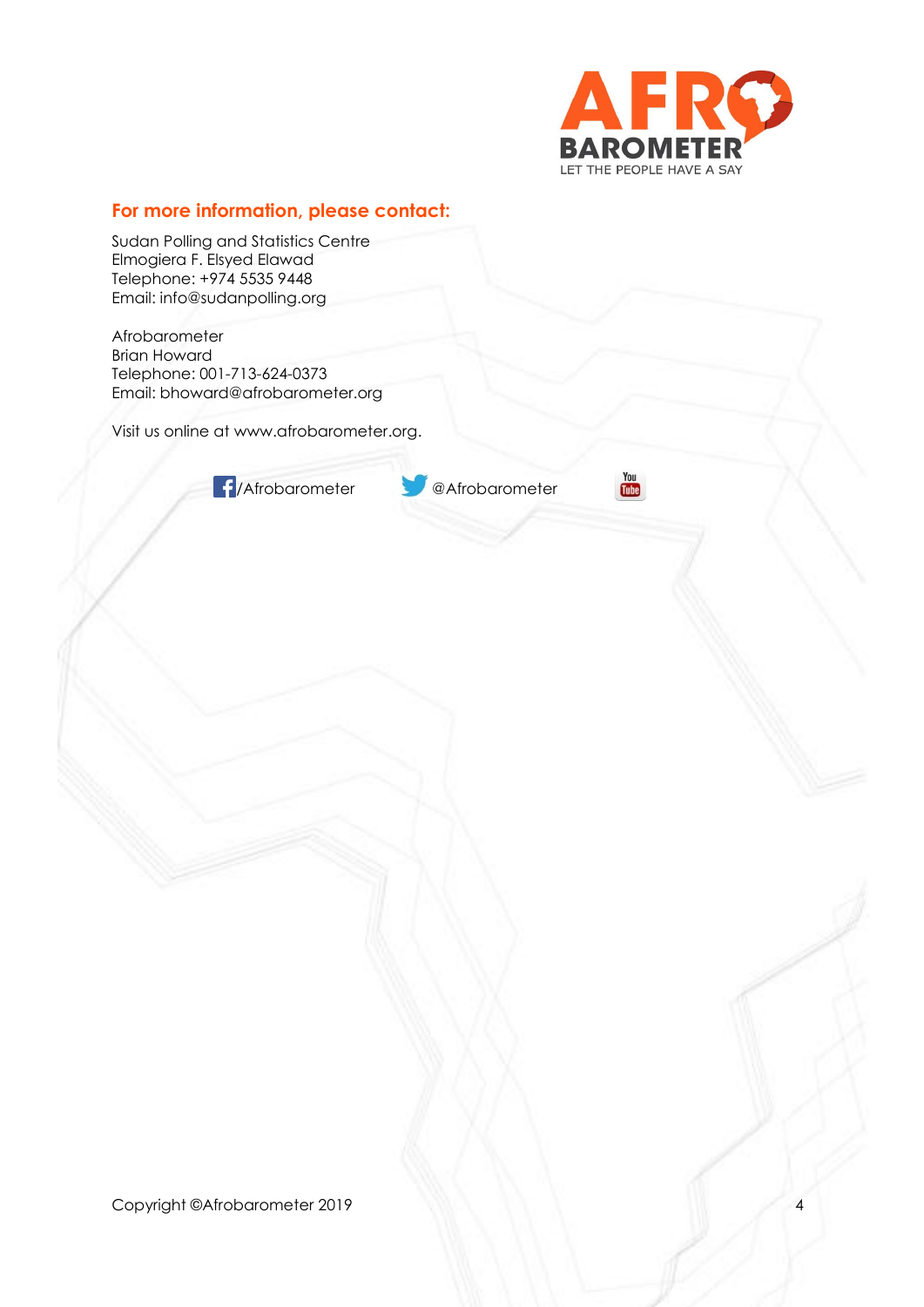AFRO BAROMETER
LET THE PEOPLE HAVE A SAY

## For more information, please contact:

Sudan Polling and Statistics Centre
Elmogiera F. Elsyed Elawad
Telephone: +974 5535 9448
Email: info@sudanpolling.org

Afrobarometer
Brian Howard
Telephone: 001-713-624-0373
Email: bhoward@afrobarometer.org

Visit us online at www.afrobarometer.org.

/Afrobarometer @Afrobarometer

Copyright ©Afrobarometer 2019